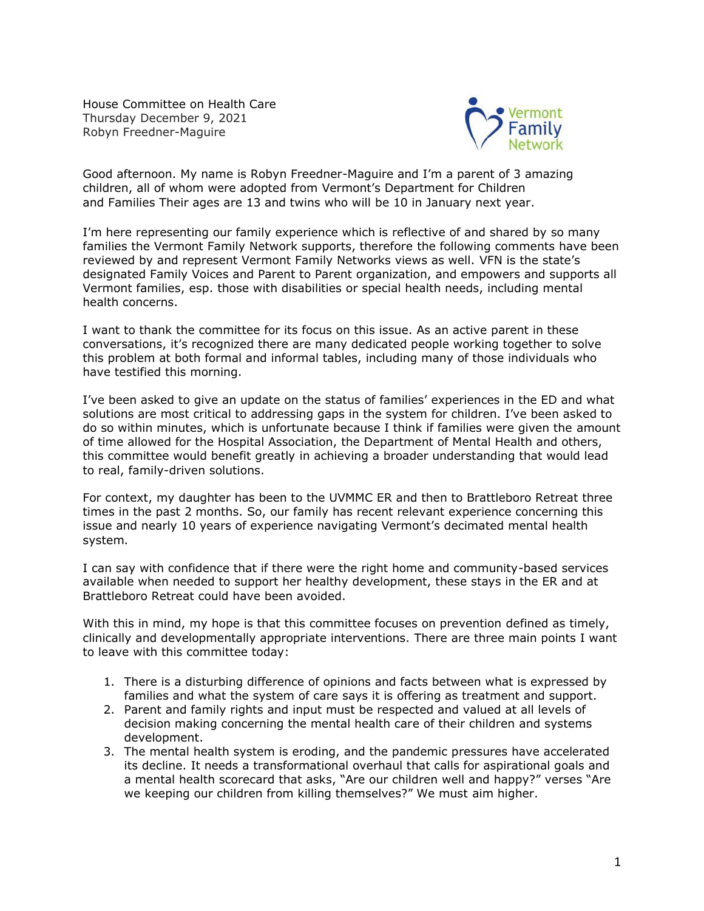House Committee on Health Care
Thursday December 9, 2021
Robyn Freedner-Maguire

Vermont Family Network

Good afternoon. My name is Robyn Freedner-Maguire and I'm a parent of 3 amazing children, all of whom were adopted from Vermont's Department for Children and Families Their ages are 13 and twins who will be 10 in January next year.

I'm here representing our family experience which is reflective of and shared by so many families the Vermont Family Network supports, therefore the following comments have been reviewed by and represent Vermont Family Networks views as well. VFN is the state's designated Family Voices and Parent to Parent organization, and empowers and supports all Vermont families, esp. those with disabilities or special health needs, including mental health concerns.

I want to thank the committee for its focus on this issue. As an active parent in these conversations, it's recognized there are many dedicated people working together to solve this problem at both formal and informal tables, including many of those individuals who have testified this morning.

I've been asked to give an update on the status of families' experiences in the ED and what solutions are most critical to addressing gaps in the system for children. I've been asked to do so within minutes, which is unfortunate because I think if families were given the amount of time allowed for the Hospital Association, the Department of Mental Health and others, this committee would benefit greatly in achieving a broader understanding that would lead to real, family-driven solutions.

For context, my daughter has been to the UVMMC ER and then to Brattleboro Retreat three times in the past 2 months. So, our family has recent relevant experience concerning this issue and nearly 10 years of experience navigating Vermont's decimated mental health system.

I can say with confidence that if there were the right home and community-based services available when needed to support her healthy development, these stays in the ER and at Brattleboro Retreat could have been avoided.

With this in mind, my hope is that this committee focuses on prevention defined as timely, clinically and developmentally appropriate interventions. There are three main points I want to leave with this committee today:

1. There is a disturbing difference of opinions and facts between what is expressed by families and what the system of care says it is offering as treatment and support.
2. Parent and family rights and input must be respected and valued at all levels of decision making concerning the mental health care of their children and systems development.
3. The mental health system is eroding, and the pandemic pressures have accelerated its decline. It needs a transformational overhaul that calls for aspirational goals and a mental health scorecard that asks, "Are our children well and happy?" verses "Are we keeping our children from killing themselves?" We must aim higher.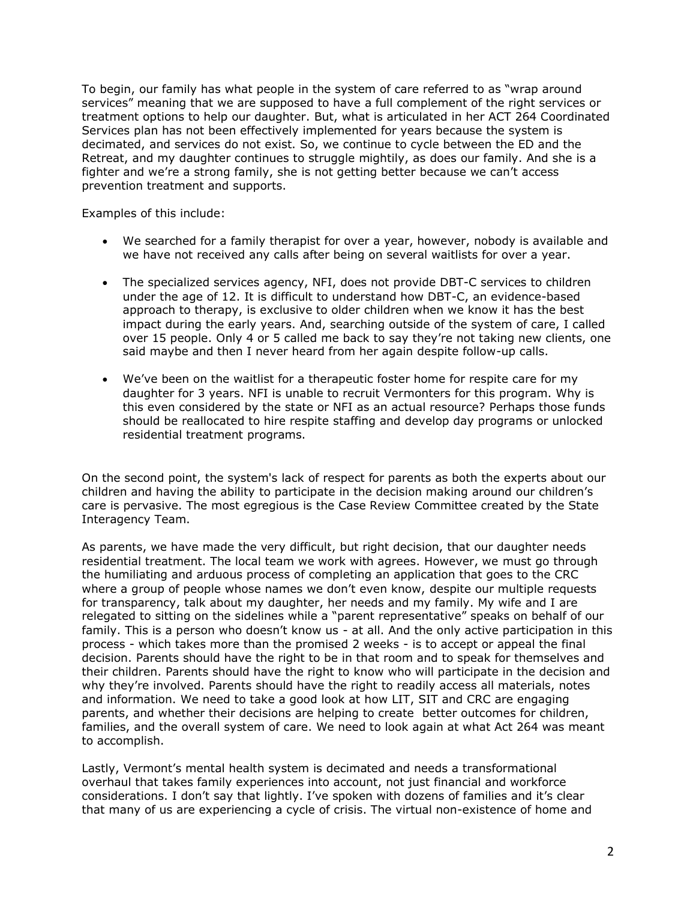To begin, our family has what people in the system of care referred to as "wrap around services" meaning that we are supposed to have a full complement of the right services or treatment options to help our daughter. But, what is articulated in her ACT 264 Coordinated Services plan has not been effectively implemented for years because the system is decimated, and services do not exist. So, we continue to cycle between the ED and the Retreat, and my daughter continues to struggle mightily, as does our family. And she is a fighter and we're a strong family, she is not getting better because we can't access prevention treatment and supports.

Examples of this include:

- We searched for a family therapist for over a year, however, nobody is available and we have not received any calls after being on several waitlists for over a year.

- The specialized services agency, NFI, does not provide DBT-C services to children under the age of 12. It is difficult to understand how DBT-C, an evidence-based approach to therapy, is exclusive to older children when we know it has the best impact during the early years. And, searching outside of the system of care, I called over 15 people. Only 4 or 5 called me back to say they're not taking new clients, one said maybe and then I never heard from her again despite follow-up calls.

- We've been on the waitlist for a therapeutic foster home for respite care for my daughter for 3 years. NFI is unable to recruit Vermonters for this program. Why is this even considered by the state or NFI as an actual resource? Perhaps those funds should be reallocated to hire respite staffing and develop day programs or unlocked residential treatment programs.

On the second point, the system's lack of respect for parents as both the experts about our children and having the ability to participate in the decision making around our children's care is pervasive. The most egregious is the Case Review Committee created by the State Interagency Team.

As parents, we have made the very difficult, but right decision, that our daughter needs residential treatment. The local team we work with agrees. However, we must go through the humiliating and arduous process of completing an application that goes to the CRC where a group of people whose names we don't even know, despite our multiple requests for transparency, talk about my daughter, her needs and my family. My wife and I are relegated to sitting on the sidelines while a "parent representative" speaks on behalf of our family. This is a person who doesn't know us - at all. And the only active participation in this process - which takes more than the promised 2 weeks - is to accept or appeal the final decision. Parents should have the right to be in that room and to speak for themselves and their children. Parents should have the right to know who will participate in the decision and why they're involved. Parents should have the right to readily access all materials, notes and information. We need to take a good look at how LIT, SIT and CRC are engaging parents, and whether their decisions are helping to create better outcomes for children, families, and the overall system of care. We need to look again at what Act 264 was meant to accomplish.

Lastly, Vermont's mental health system is decimated and needs a transformational overhaul that takes family experiences into account, not just financial and workforce considerations. I don't say that lightly. I've spoken with dozens of families and it's clear that many of us are experiencing a cycle of crisis. The virtual non-existence of home and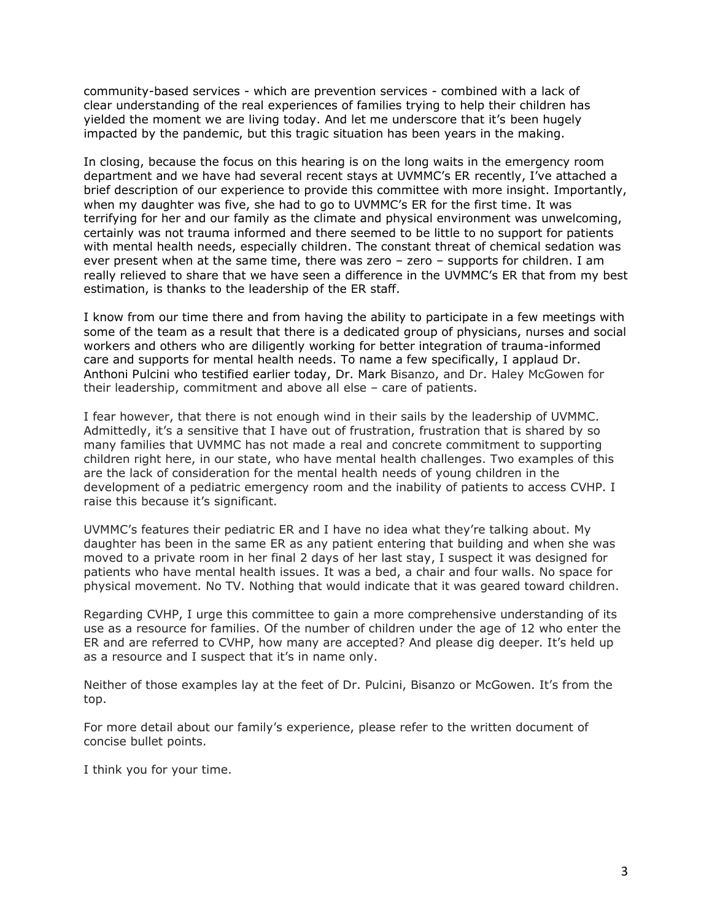community-based services - which are prevention services - combined with a lack of clear understanding of the real experiences of families trying to help their children has yielded the moment we are living today. And let me underscore that it's been hugely impacted by the pandemic, but this tragic situation has been years in the making.

In closing, because the focus on this hearing is on the long waits in the emergency room department and we have had several recent stays at UVMMC's ER recently, I've attached a brief description of our experience to provide this committee with more insight. Importantly, when my daughter was five, she had to go to UVMMC's ER for the first time. It was terrifying for her and our family as the climate and physical environment was unwelcoming, certainly was not trauma informed and there seemed to be little to no support for patients with mental health needs, especially children. The constant threat of chemical sedation was ever present when at the same time, there was zero – zero – supports for children. I am really relieved to share that we have seen a difference in the UVMMC's ER that from my best estimation, is thanks to the leadership of the ER staff.

I know from our time there and from having the ability to participate in a few meetings with some of the team as a result that there is a dedicated group of physicians, nurses and social workers and others who are diligently working for better integration of trauma-informed care and supports for mental health needs. To name a few specifically, I applaud Dr. Anthoni Pulcini who testified earlier today, Dr. Mark Bisanzo, and Dr. Haley McGowen for their leadership, commitment and above all else – care of patients.

I fear however, that there is not enough wind in their sails by the leadership of UVMMC. Admittedly, it's a sensitive that I have out of frustration, frustration that is shared by so many families that UVMMC has not made a real and concrete commitment to supporting children right here, in our state, who have mental health challenges. Two examples of this are the lack of consideration for the mental health needs of young children in the development of a pediatric emergency room and the inability of patients to access CVHP. I raise this because it's significant.

UVMMC's features their pediatric ER and I have no idea what they're talking about. My daughter has been in the same ER as any patient entering that building and when she was moved to a private room in her final 2 days of her last stay, I suspect it was designed for patients who have mental health issues. It was a bed, a chair and four walls. No space for physical movement. No TV. Nothing that would indicate that it was geared toward children.

Regarding CVHP, I urge this committee to gain a more comprehensive understanding of its use as a resource for families. Of the number of children under the age of 12 who enter the ER and are referred to CVHP, how many are accepted? And please dig deeper. It's held up as a resource and I suspect that it's in name only.

Neither of those examples lay at the feet of Dr. Pulcini, Bisanzo or McGowen. It's from the top.

For more detail about our family's experience, please refer to the written document of concise bullet points.

I think you for your time.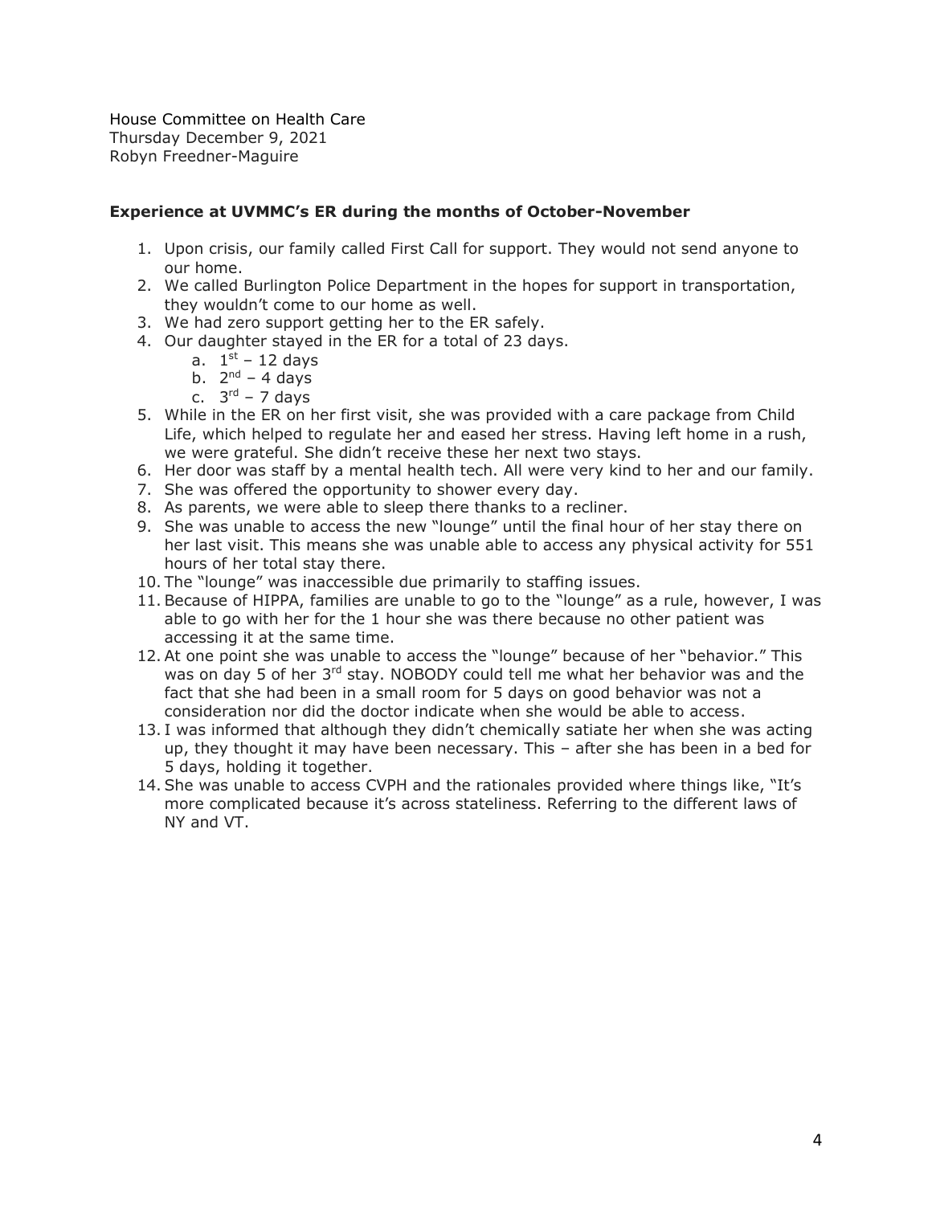House Committee on Health Care
Thursday December 9, 2021
Robyn Freedner-Maguire

**Experience at UVMMC's ER during the months of October-November**

1. Upon crisis, our family called First Call for support. They would not send anyone to our home.
2. We called Burlington Police Department in the hopes for support in transportation, they wouldn't come to our home as well.
3. We had zero support getting her to the ER safely.
4. Our daughter stayed in the ER for a total of 23 days.
    a. 1st – 12 days
    b. 2nd – 4 days
    c. 3rd – 7 days
5. While in the ER on her first visit, she was provided with a care package from Child Life, which helped to regulate her and eased her stress. Having left home in a rush, we were grateful. She didn't receive these her next two stays.
6. Her door was staff by a mental health tech. All were very kind to her and our family.
7. She was offered the opportunity to shower every day.
8. As parents, we were able to sleep there thanks to a recliner.
9. She was unable to access the new "lounge" until the final hour of her stay there on her last visit. This means she was unable able to access any physical activity for 551 hours of her total stay there.
10. The "lounge" was inaccessible due primarily to staffing issues.
11. Because of HIPPA, families are unable to go to the "lounge" as a rule, however, I was able to go with her for the 1 hour she was there because no other patient was accessing it at the same time.
12. At one point she was unable to access the "lounge" because of her "behavior." This was on day 5 of her 3rd stay. NOBODY could tell me what her behavior was and the fact that she had been in a small room for 5 days on good behavior was not a consideration nor did the doctor indicate when she would be able to access.
13. I was informed that although they didn't chemically satiate her when she was acting up, they thought it may have been necessary. This – after she has been in a bed for 5 days, holding it together.
14. She was unable to access CVPH and the rationales provided where things like, "It's more complicated because it's across stateliness. Referring to the different laws of NY and VT.